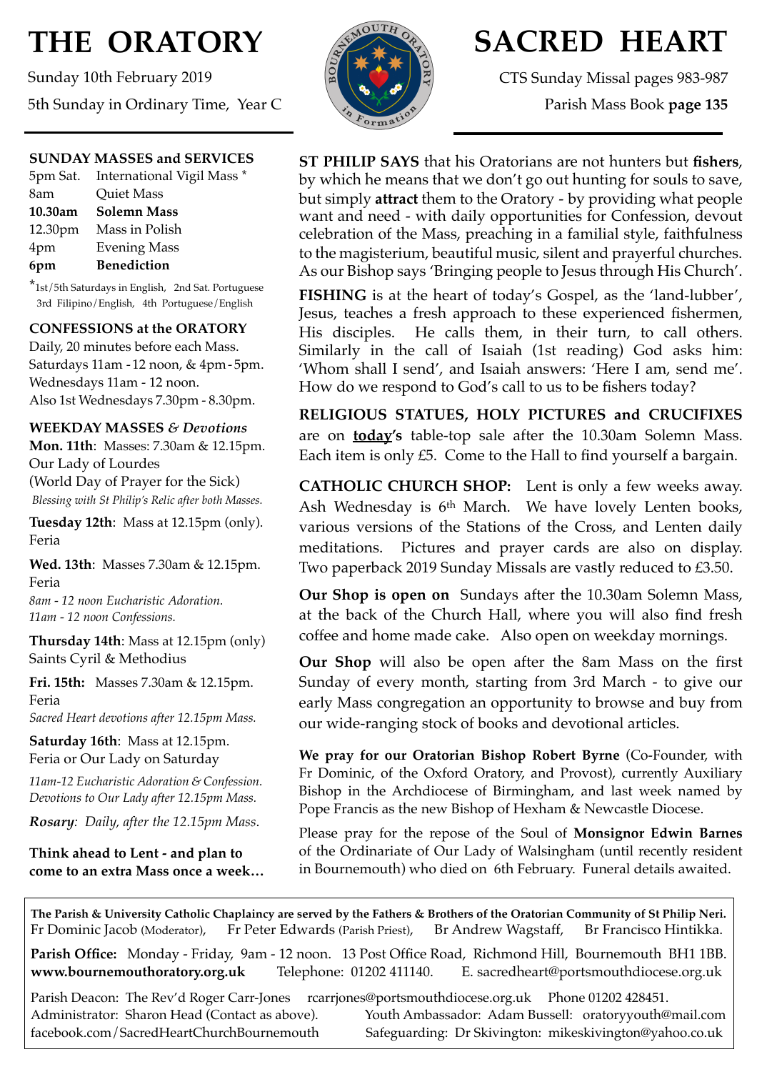# THE ORATORY

Sunday 10th February 2019

5th Sunday in Ordinary Time, Year C

# SACRED HEART

CTS Sunday Missal pages 983-987

Parish Mass Book **page 135**

## SUNDAY MASSES and SERVICES

| | |
|---|---|
| 5pm Sat. | International Vigil Mass * |
| 8am | Quiet Mass |
| **10.30am** | **Solemn Mass** |
| 12.30pm | Mass in Polish |
| 4pm | Evening Mass |
| **6pm** | **Benediction** |

*1st/5th Saturdays in English, 2nd Sat. Portuguese 3rd Filipino/English, 4th Portuguese/English

## CONFESSIONS at the ORATORY

Daily, 20 minutes before each Mass.
Saturdays 11am - 12 noon, & 4pm - 5pm.
Wednesdays 11am - 12 noon.
Also 1st Wednesdays 7.30pm - 8.30pm.

## WEEKDAY MASSES *& Devotions*

**Mon. 11th**: Masses: 7.30am & 12.15pm.
Our Lady of Lourdes
(World Day of Prayer for the Sick)
*Blessing with St Philip's Relic after both Masses.*

**Tuesday 12th**: Mass at 12.15pm (only).
Feria

**Wed. 13th**: Masses 7.30am & 12.15pm.
Feria
*8am - 12 noon Eucharistic Adoration.*
*11am - 12 noon Confessions.*

**Thursday 14th**: Mass at 12.15pm (only)
Saints Cyril & Methodius

**Fri. 15th:** Masses 7.30am & 12.15pm.
Feria
*Sacred Heart devotions after 12.15pm Mass.*

**Saturday 16th**: Mass at 12.15pm.
Feria or Our Lady on Saturday
*11am-12 Eucharistic Adoration & Confession.*
*Devotions to Our Lady after 12.15pm Mass.*

***Rosary****: Daily, after the 12.15pm Mass.*

**Think ahead to Lent - and plan to come to an extra Mass once a week…**

**ST PHILIP SAYS** that his Oratorians are not hunters but **fishers**, by which he means that we don't go out hunting for souls to save, but simply **attract** them to the Oratory - by providing what people want and need - with daily opportunities for Confession, devout celebration of the Mass, preaching in a familial style, faithfulness to the magisterium, beautiful music, silent and prayerful churches. As our Bishop says 'Bringing people to Jesus through His Church'.

**FISHING** is at the heart of today's Gospel, as the 'land-lubber', Jesus, teaches a fresh approach to these experienced fishermen, His disciples. He calls them, in their turn, to call others. Similarly in the call of Isaiah (1st reading) God asks him: 'Whom shall I send', and Isaiah answers: 'Here I am, send me'. How do we respond to God's call to us to be fishers today?

**RELIGIOUS STATUES, HOLY PICTURES and CRUCIFIXES** are on **today's** table-top sale after the 10.30am Solemn Mass. Each item is only £5. Come to the Hall to find yourself a bargain.

**CATHOLIC CHURCH SHOP:** Lent is only a few weeks away. Ash Wednesday is 6th March. We have lovely Lenten books, various versions of the Stations of the Cross, and Lenten daily meditations. Pictures and prayer cards are also on display. Two paperback 2019 Sunday Missals are vastly reduced to £3.50.

**Our Shop is open on** Sundays after the 10.30am Solemn Mass, at the back of the Church Hall, where you will also find fresh coffee and home made cake. Also open on weekday mornings.

**Our Shop** will also be open after the 8am Mass on the first Sunday of every month, starting from 3rd March - to give our early Mass congregation an opportunity to browse and buy from our wide-ranging stock of books and devotional articles.

**We pray for our Oratorian Bishop Robert Byrne** (Co-Founder, with Fr Dominic, of the Oxford Oratory, and Provost), currently Auxiliary Bishop in the Archdiocese of Birmingham, and last week named by Pope Francis as the new Bishop of Hexham & Newcastle Diocese.

Please pray for the repose of the Soul of **Monsignor Edwin Barnes** of the Ordinariate of Our Lady of Walsingham (until recently resident in Bournemouth) who died on 6th February. Funeral details awaited.

---

**The Parish & University Catholic Chaplaincy are served by the Fathers & Brothers of the Oratorian Community of St Philip Neri.**
Fr Dominic Jacob (Moderator), Fr Peter Edwards (Parish Priest), Br Andrew Wagstaff, Br Francisco Hintikka.

**Parish Office:** Monday - Friday, 9am - 12 noon. 13 Post Office Road, Richmond Hill, Bournemouth BH1 1BB.
**www.bournemouthoratory.org.uk** Telephone: 01202 411140. E. sacredheart@portsmouthdiocese.org.uk

Parish Deacon: The Rev'd Roger Carr-Jones rcarrjones@portsmouthdiocese.org.uk Phone 01202 428451.
Administrator: Sharon Head (Contact as above). Youth Ambassador: Adam Bussell: oratoryyouth@mail.com
facebook.com/SacredHeartChurchBournemouth Safeguarding: Dr Skivington: mikeskivington@yahoo.co.uk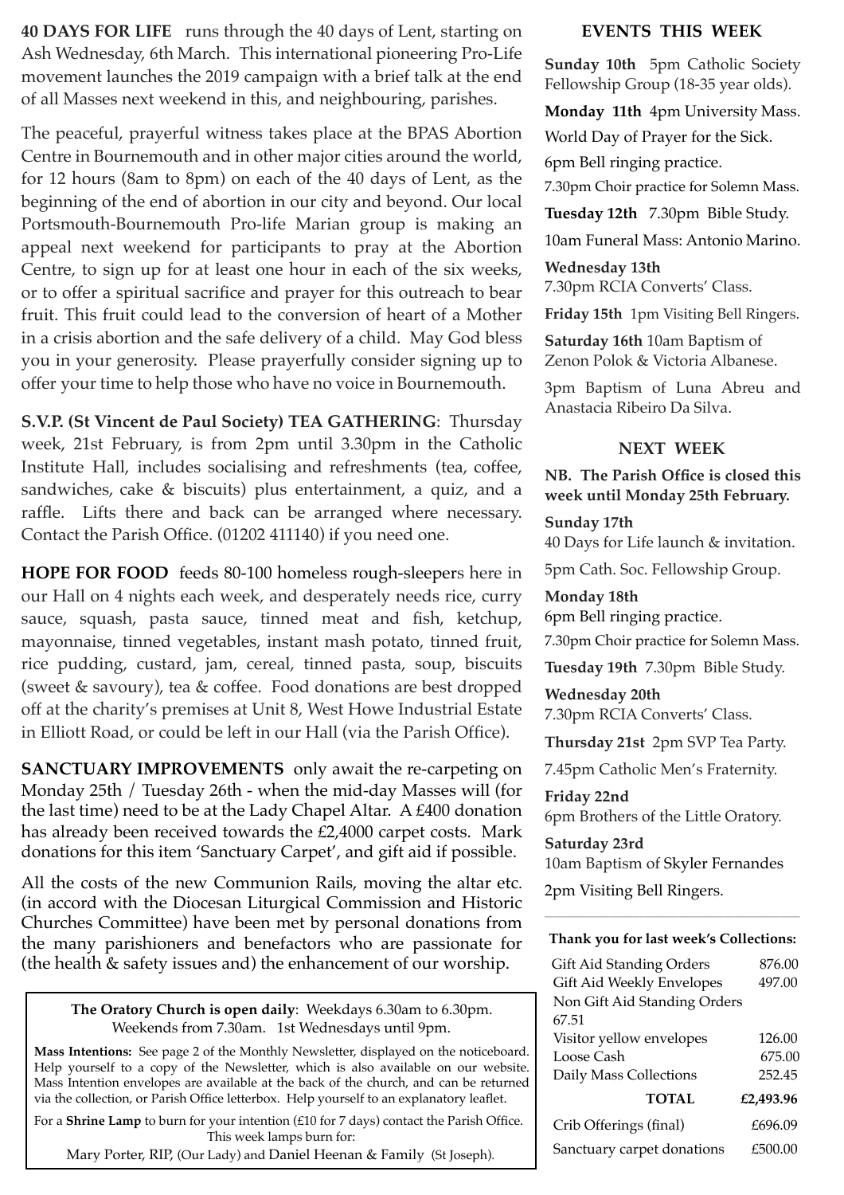**40 DAYS FOR LIFE** runs through the 40 days of Lent, starting on Ash Wednesday, 6th March. This international pioneering Pro-Life movement launches the 2019 campaign with a brief talk at the end of all Masses next weekend in this, and neighbouring, parishes.

The peaceful, prayerful witness takes place at the BPAS Abortion Centre in Bournemouth and in other major cities around the world, for 12 hours (8am to 8pm) on each of the 40 days of Lent, as the beginning of the end of abortion in our city and beyond. Our local Portsmouth-Bournemouth Pro-life Marian group is making an appeal next weekend for participants to pray at the Abortion Centre, to sign up for at least one hour in each of the six weeks, or to offer a spiritual sacrifice and prayer for this outreach to bear fruit. This fruit could lead to the conversion of heart of a Mother in a crisis abortion and the safe delivery of a child. May God bless you in your generosity. Please prayerfully consider signing up to offer your time to help those who have no voice in Bournemouth.

**S.V.P. (St Vincent de Paul Society) TEA GATHERING**: Thursday week, 21st February, is from 2pm until 3.30pm in the Catholic Institute Hall, includes socialising and refreshments (tea, coffee, sandwiches, cake & biscuits) plus entertainment, a quiz, and a raffle. Lifts there and back can be arranged where necessary. Contact the Parish Office. (01202 411140) if you need one.

**HOPE FOR FOOD** feeds 80-100 homeless rough-sleepers here in our Hall on 4 nights each week, and desperately needs rice, curry sauce, squash, pasta sauce, tinned meat and fish, ketchup, mayonnaise, tinned vegetables, instant mash potato, tinned fruit, rice pudding, custard, jam, cereal, tinned pasta, soup, biscuits (sweet & savoury), tea & coffee. Food donations are best dropped off at the charity's premises at Unit 8, West Howe Industrial Estate in Elliott Road, or could be left in our Hall (via the Parish Office).

**SANCTUARY IMPROVEMENTS** only await the re-carpeting on Monday 25th / Tuesday 26th - when the mid-day Masses will (for the last time) need to be at the Lady Chapel Altar. A £400 donation has already been received towards the £2,4000 carpet costs. Mark donations for this item 'Sanctuary Carpet', and gift aid if possible.

All the costs of the new Communion Rails, moving the altar etc. (in accord with the Diocesan Liturgical Commission and Historic Churches Committee) have been met by personal donations from the many parishioners and benefactors who are passionate for (the health & safety issues and) the enhancement of our worship.

**The Oratory Church is open daily**: Weekdays 6.30am to 6.30pm. Weekends from 7.30am. 1st Wednesdays until 9pm.

**Mass Intentions:** See page 2 of the Monthly Newsletter, displayed on the noticeboard. Help yourself to a copy of the Newsletter, which is also available on our website. Mass Intention envelopes are available at the back of the church, and can be returned via the collection, or Parish Office letterbox. Help yourself to an explanatory leaflet.

For a **Shrine Lamp** to burn for your intention (£10 for 7 days) contact the Parish Office. This week lamps burn for:
Mary Porter, RIP, (Our Lady) and Daniel Heenan & Family (St Joseph).

## EVENTS THIS WEEK

**Sunday 10th** 5pm Catholic Society Fellowship Group (18-35 year olds).

**Monday 11th** 4pm University Mass.

World Day of Prayer for the Sick.

6pm Bell ringing practice.

7.30pm Choir practice for Solemn Mass.

**Tuesday 12th** 7.30pm Bible Study.

10am Funeral Mass: Antonio Marino.

**Wednesday 13th**
7.30pm RCIA Converts' Class.

**Friday 15th** 1pm Visiting Bell Ringers.

**Saturday 16th** 10am Baptism of Zenon Polok & Victoria Albanese.

3pm Baptism of Luna Abreu and Anastacia Ribeiro Da Silva.

## NEXT WEEK

**NB. The Parish Office is closed this week until Monday 25th February.**

**Sunday 17th**
40 Days for Life launch & invitation.

5pm Cath. Soc. Fellowship Group.

**Monday 18th**
6pm Bell ringing practice.

7.30pm Choir practice for Solemn Mass.

**Tuesday 19th** 7.30pm Bible Study.

**Wednesday 20th**
7.30pm RCIA Converts' Class.

**Thursday 21st** 2pm SVP Tea Party.

7.45pm Catholic Men's Fraternity.

**Friday 22nd**
6pm Brothers of the Little Oratory.

**Saturday 23rd**
10am Baptism of Skyler Fernandes

2pm Visiting Bell Ringers.

**Thank you for last week's Collections:**

| | |
|---|---|
| Gift Aid Standing Orders | 876.00 |
| Gift Aid Weekly Envelopes | 497.00 |
| Non Gift Aid Standing Orders | 67.51 |
| Visitor yellow envelopes | 126.00 |
| Loose Cash | 675.00 |
| Daily Mass Collections | 252.45 |
| **TOTAL** | **£2,493.96** |
| Crib Offerings (final) | £696.09 |
| Sanctuary carpet donations | £500.00 |